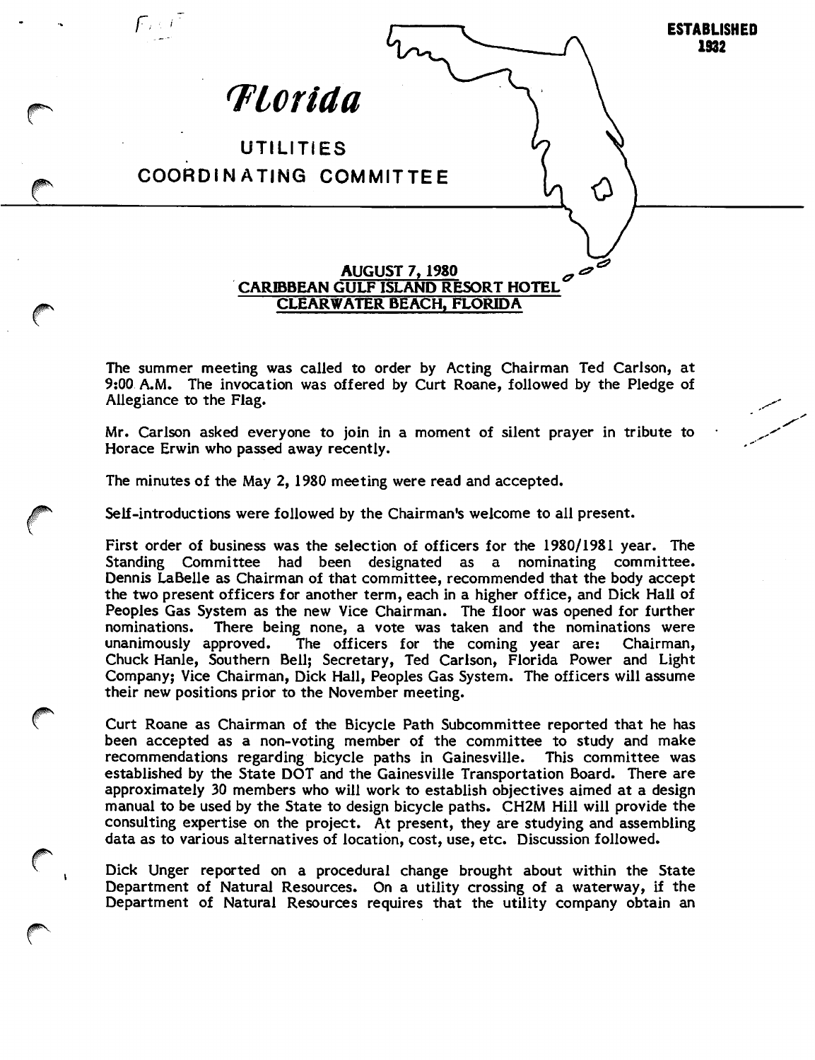**ESTABLISHED 1932**

# *Florida*

## UTILITIES COORDINATING COMMITTEE

**AUGUST 7, 1980**
**CARIBBEAN GULF ISLAND RESORT HOTEL**
**CLEARWATER BEACH, FLORIDA**

The summer meeting was called to order by Acting Chairman Ted Carlson, at 9:00 A.M. The invocation was offered by Curt Roane, followed by the Pledge of Allegiance to the Flag.

Mr. Carlson asked everyone to join in a moment of silent prayer in tribute to Horace Erwin who passed away recently.

The minutes of the May 2, 1980 meeting were read and accepted.

Self-introductions were followed by the Chairman's welcome to all present.

First order of business was the selection of officers for the 1980/1981 year. The Standing Committee had been designated as a nominating committee. Dennis LaBelle as Chairman of that committee, recommended that the body accept the two present officers for another term, each in a higher office, and Dick Hall of Peoples Gas System as the new Vice Chairman. The floor was opened for further nominations. There being none, a vote was taken and the nominations were unanimously approved. The officers for the coming year are: Chairman, Chuck Hanle, Southern Bell; Secretary, Ted Carlson, Florida Power and Light Company; Vice Chairman, Dick Hall, Peoples Gas System. The officers will assume their new positions prior to the November meeting.

Curt Roane as Chairman of the Bicycle Path Subcommittee reported that he has been accepted as a non-voting member of the committee to study and make recommendations regarding bicycle paths in Gainesville. This committee was established by the State DOT and the Gainesville Transportation Board. There are approximately 30 members who will work to establish objectives aimed at a design manual to be used by the State to design bicycle paths. CH2M Hill will provide the consulting expertise on the project. At present, they are studying and assembling data as to various alternatives of location, cost, use, etc. Discussion followed.

Dick Unger reported on a procedural change brought about within the State Department of Natural Resources. On a utility crossing of a waterway, if the Department of Natural Resources requires that the utility company obtain an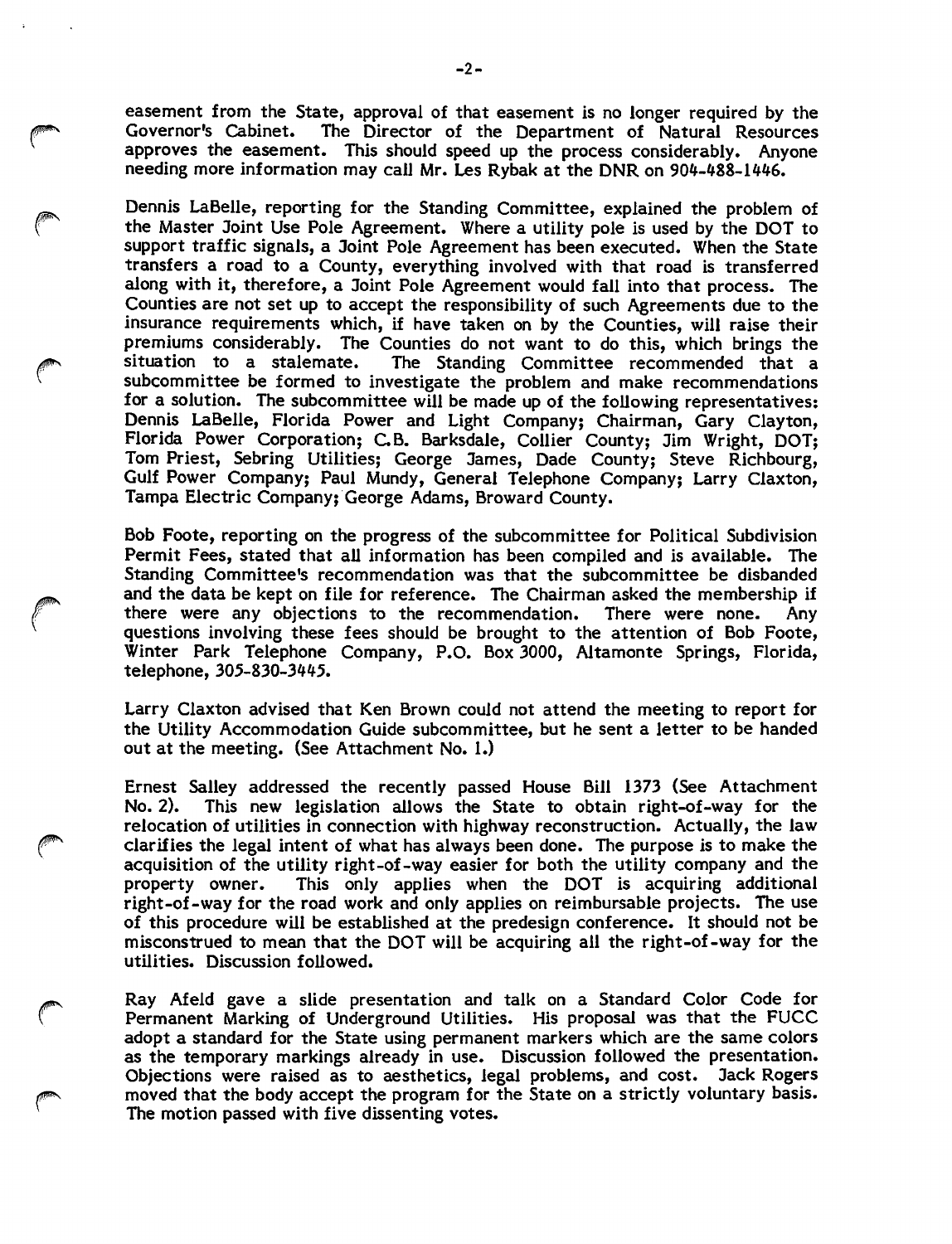easement from the State, approval of that easement is no longer required by the Governor's Cabinet. The Director of the Department of Natural Resources approves the easement. This should speed up the process considerably. Anyone needing more information may call Mr. Les Rybak at the DNR on 904-488-1446.

Dennis LaBelle, reporting for the Standing Committee, explained the problem of the Master Joint Use Pole Agreement. Where a utility pole is used by the DOT to support traffic signals, a Joint Pole Agreement has been executed. When the State transfers a road to a County, everything involved with that road is transferred along with it, therefore, a Joint Pole Agreement would fall into that process. The Counties are not set up to accept the responsibility of such Agreements due to the insurance requirements which, if have taken on by the Counties, will raise their premiums considerably. The Counties do not want to do this, which brings the situation to a stalemate. The Standing Committee recommended that a subcommittee be formed to investigate the problem and make recommendations for a solution. The subcommittee will be made up of the following representatives: Dennis LaBelle, Florida Power and Light Company; Chairman, Gary Clayton, Florida Power Corporation; C.B. Barksdale, Collier County; Jim Wright, DOT; Tom Priest, Sebring Utilities; George James, Dade County; Steve Richbourg, Gulf Power Company; Paul Mundy, General Telephone Company; Larry Claxton, Tampa Electric Company; George Adams, Broward County.

Bob Foote, reporting on the progress of the subcommittee for Political Subdivision Permit Fees, stated that all information has been compiled and is available. The Standing Committee's recommendation was that the subcommittee be disbanded and the data be kept on file for reference. The Chairman asked the membership if there were any objections to the recommendation. There were none. Any questions involving these fees should be brought to the attention of Bob Foote, Winter Park Telephone Company, P.O. Box 3000, Altamonte Springs, Florida, telephone, 305-830-3445.

Larry Claxton advised that Ken Brown could not attend the meeting to report for the Utility Accommodation Guide subcommittee, but he sent a letter to be handed out at the meeting. (See Attachment No. 1.)

Ernest Salley addressed the recently passed House Bill 1373 (See Attachment No. 2). This new legislation allows the State to obtain right-of-way for the relocation of utilities in connection with highway reconstruction. Actually, the law clarifies the legal intent of what has always been done. The purpose is to make the acquisition of the utility right-of-way easier for both the utility company and the property owner. This only applies when the DOT is acquiring additional right-of-way for the road work and only applies on reimbursable projects. The use of this procedure will be established at the predesign conference. It should not be misconstrued to mean that the DOT will be acquiring all the right-of-way for the utilities. Discussion followed.

Ray Afeld gave a slide presentation and talk on a Standard Color Code for Permanent Marking of Underground Utilities. His proposal was that the FUCC adopt a standard for the State using permanent markers which are the same colors as the temporary markings already in use. Discussion followed the presentation. Objections were raised as to aesthetics, legal problems, and cost. Jack Rogers moved that the body accept the program for the State on a strictly voluntary basis. The motion passed with five dissenting votes.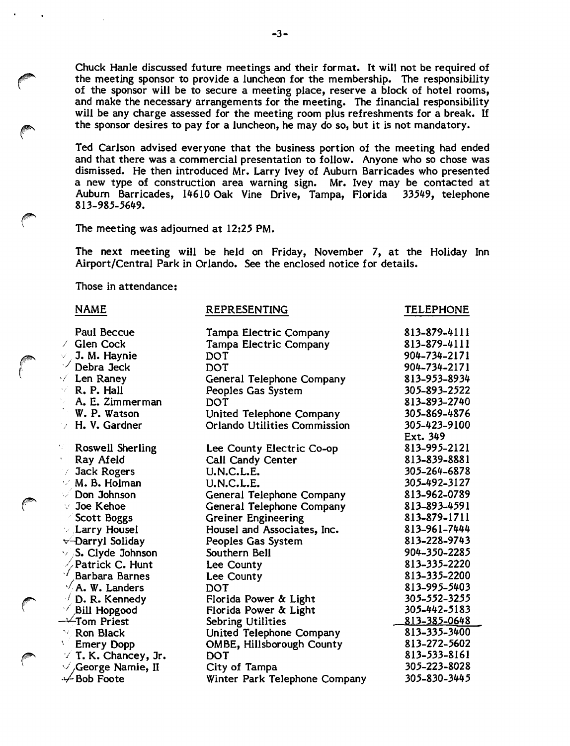Chuck Hanle discussed future meetings and their format. It will not be required of the meeting sponsor to provide a luncheon for the membership. The responsibility of the sponsor will be to secure a meeting place, reserve a block of hotel rooms, and make the necessary arrangements for the meeting. The financial responsibility will be any charge assessed for the meeting room plus refreshments for a break. If the sponsor desires to pay for a luncheon, he may do so, but it is not mandatory.

Ted Carlson advised everyone that the business portion of the meeting had ended and that there was a commercial presentation to follow. Anyone who so chose was dismissed. He then introduced Mr. Larry Ivey of Auburn Barricades who presented a new type of construction area warning sign. Mr. Ivey may be contacted at Auburn Barricades, 14610 Oak Vine Drive, Tampa, Florida 33549, telephone 813-985-5649.

The meeting was adjourned at 12:25 PM.

The next meeting will be held on Friday, November 7, at the Holiday Inn Airport/Central Park in Orlando. See the enclosed notice for details.

Those in attendance:

| NAME | REPRESENTING | TELEPHONE |
|---|---|---|
| Paul Beccue | Tampa Electric Company | 813-879-4111 |
| Glen Cock | Tampa Electric Company | 813-879-4111 |
| J. M. Haynie | DOT | 904-734-2171 |
| Debra Jeck | DOT | 904-734-2171 |
| Len Raney | General Telephone Company | 813-953-8934 |
| R. P. Hall | Peoples Gas System | 305-893-2522 |
| A. E. Zimmerman | DOT | 813-893-2740 |
| W. P. Watson | United Telephone Company | 305-869-4876 |
| H. V. Gardner | Orlando Utilities Commission | 305-423-9100 Ext. 349 |
| Roswell Sherling | Lee County Electric Co-op | 813-995-2121 |
| Ray Afeld | Call Candy Center | 813-839-8881 |
| Jack Rogers | U.N.C.L.E. | 305-264-6878 |
| M. B. Holman | U.N.C.L.E. | 305-492-3127 |
| Don Johnson | General Telephone Company | 813-962-0789 |
| Joe Kehoe | General Telephone Company | 813-893-4591 |
| Scott Boggs | Greiner Engineering | 813-879-1711 |
| Larry Housel | Housel and Associates, Inc. | 813-961-7444 |
| Darryl Soliday | Peoples Gas System | 813-228-9743 |
| S. Clyde Johnson | Southern Bell | 904-350-2285 |
| Patrick C. Hunt | Lee County | 813-335-2220 |
| Barbara Barnes | Lee County | 813-335-2200 |
| A. W. Landers | DOT | 813-995-5403 |
| D. R. Kennedy | Florida Power & Light | 305-552-3255 |
| Bill Hopgood | Florida Power & Light | 305-442-5183 |
| Tom Priest | Sebring Utilities | 813-385-0648 |
| Ron Black | United Telephone Company | 813-335-3400 |
| Emery Dopp | OMBE, Hillsborough County | 813-272-5602 |
| T. K. Chancey, Jr. | DOT | 813-533-8161 |
| George Namie, II | City of Tampa | 305-223-8028 |
| Bob Foote | Winter Park Telephone Company | 305-830-3445 |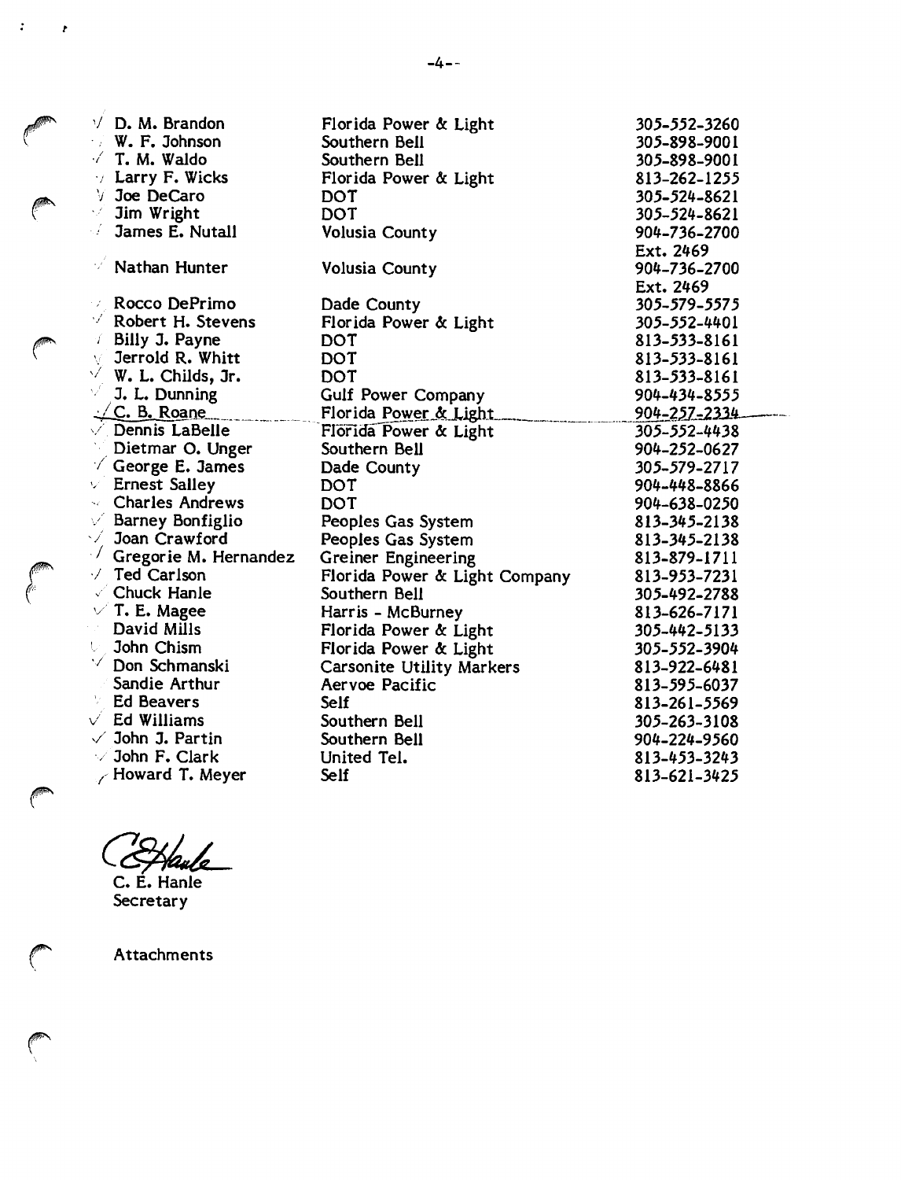| | | |
|---|---|---|
| D. M. Brandon | Florida Power & Light | 305-552-3260 |
| W. F. Johnson | Southern Bell | 305-898-9001 |
| T. M. Waldo | Southern Bell | 305-898-9001 |
| Larry F. Wicks | Florida Power & Light | 813-262-1255 |
| Joe DeCaro | DOT | 305-524-8621 |
| Jim Wright | DOT | 305-524-8621 |
| James E. Nutall | Volusia County | 904-736-2700 Ext. 2469 |
| Nathan Hunter | Volusia County | 904-736-2700 Ext. 2469 |
| Rocco DePrimo | Dade County | 305-579-5575 |
| Robert H. Stevens | Florida Power & Light | 305-552-4401 |
| Billy J. Payne | DOT | 813-533-8161 |
| Jerrold R. Whitt | DOT | 813-533-8161 |
| W. L. Childs, Jr. | DOT | 813-533-8161 |
| J. L. Dunning | Gulf Power Company | 904-434-8555 |
| C. B. Roane | Florida Power & Light | 904-257-2334 |
| Dennis LaBelle | Florida Power & Light | 305-552-4438 |
| Dietmar O. Unger | Southern Bell | 904-252-0627 |
| George E. James | Dade County | 305-579-2717 |
| Ernest Salley | DOT | 904-448-8866 |
| Charles Andrews | DOT | 904-638-0250 |
| Barney Bonfiglio | Peoples Gas System | 813-345-2138 |
| Joan Crawford | Peoples Gas System | 813-345-2138 |
| Gregorie M. Hernandez | Greiner Engineering | 813-879-1711 |
| Ted Carlson | Florida Power & Light Company | 813-953-7231 |
| Chuck Hanle | Southern Bell | 305-492-2788 |
| T. E. Magee | Harris - McBurney | 813-626-7171 |
| David Mills | Florida Power & Light | 305-442-5133 |
| John Chism | Florida Power & Light | 305-552-3904 |
| Don Schmanski | Carsonite Utility Markers | 813-922-6481 |
| Sandie Arthur | Aervoe Pacific | 813-595-6037 |
| Ed Beavers | Self | 813-261-5569 |
| Ed Williams | Southern Bell | 305-263-3108 |
| John J. Partin | Southern Bell | 904-224-9560 |
| John F. Clark | United Tel. | 813-453-3243 |
| Howard T. Meyer | Self | 813-621-3425 |

C. E. Hanle
Secretary

Attachments